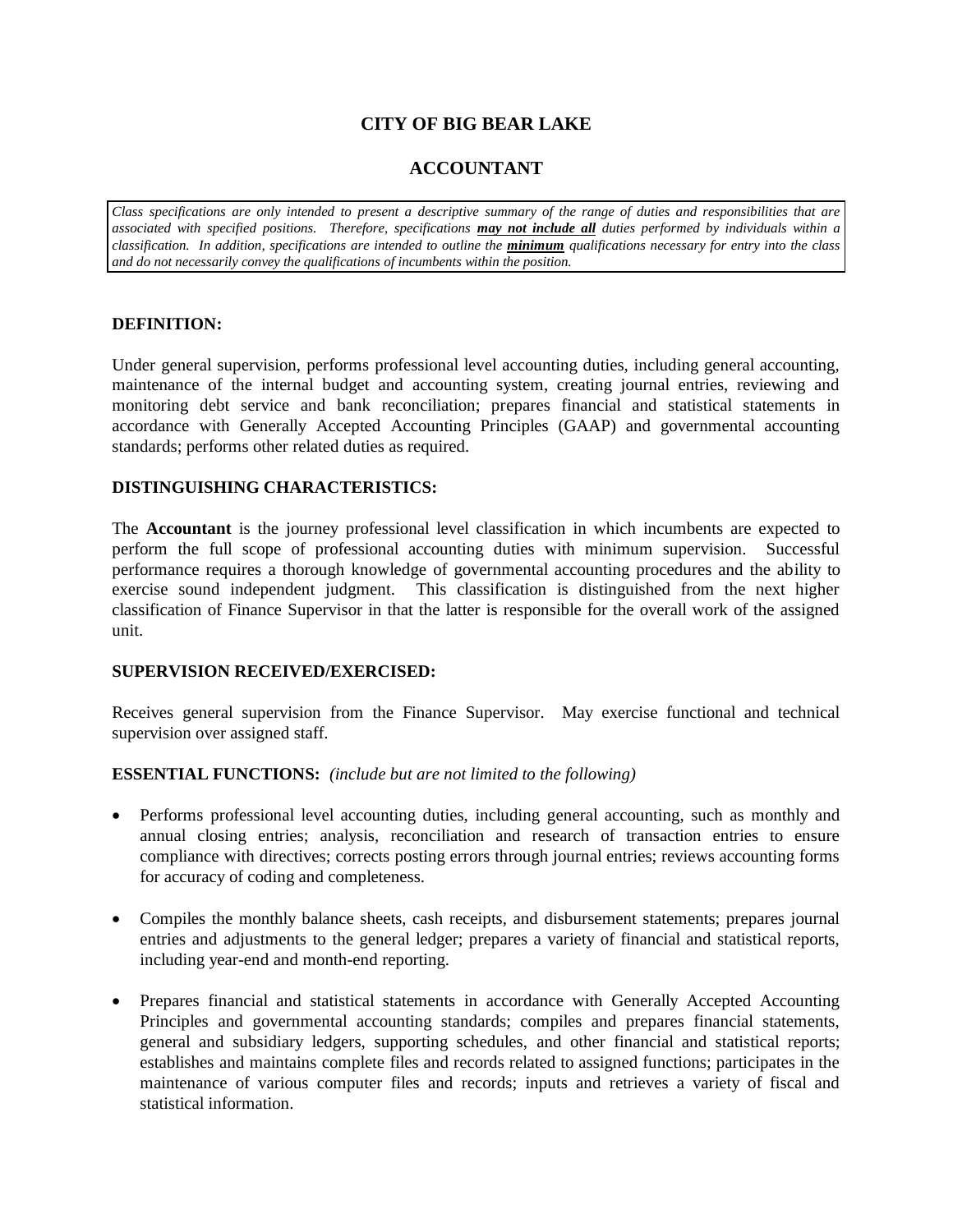# CITY OF BIG BEAR LAKE

## ACCOUNTANT

*Class specifications are only intended to present a descriptive summary of the range of duties and responsibilities that are associated with specified positions. Therefore, specifications **may not include all** duties performed by individuals within a classification. In addition, specifications are intended to outline the **minimum** qualifications necessary for entry into the class and do not necessarily convey the qualifications of incumbents within the position.*

### DEFINITION:

Under general supervision, performs professional level accounting duties, including general accounting, maintenance of the internal budget and accounting system, creating journal entries, reviewing and monitoring debt service and bank reconciliation; prepares financial and statistical statements in accordance with Generally Accepted Accounting Principles (GAAP) and governmental accounting standards; performs other related duties as required.

### DISTINGUISHING CHARACTERISTICS:

The **Accountant** is the journey professional level classification in which incumbents are expected to perform the full scope of professional accounting duties with minimum supervision. Successful performance requires a thorough knowledge of governmental accounting procedures and the ability to exercise sound independent judgment. This classification is distinguished from the next higher classification of Finance Supervisor in that the latter is responsible for the overall work of the assigned unit.

### SUPERVISION RECEIVED/EXERCISED:

Receives general supervision from the Finance Supervisor. May exercise functional and technical supervision over assigned staff.

### ESSENTIAL FUNCTIONS: *(include but are not limited to the following)*

- Performs professional level accounting duties, including general accounting, such as monthly and annual closing entries; analysis, reconciliation and research of transaction entries to ensure compliance with directives; corrects posting errors through journal entries; reviews accounting forms for accuracy of coding and completeness.

- Compiles the monthly balance sheets, cash receipts, and disbursement statements; prepares journal entries and adjustments to the general ledger; prepares a variety of financial and statistical reports, including year-end and month-end reporting.

- Prepares financial and statistical statements in accordance with Generally Accepted Accounting Principles and governmental accounting standards; compiles and prepares financial statements, general and subsidiary ledgers, supporting schedules, and other financial and statistical reports; establishes and maintains complete files and records related to assigned functions; participates in the maintenance of various computer files and records; inputs and retrieves a variety of fiscal and statistical information.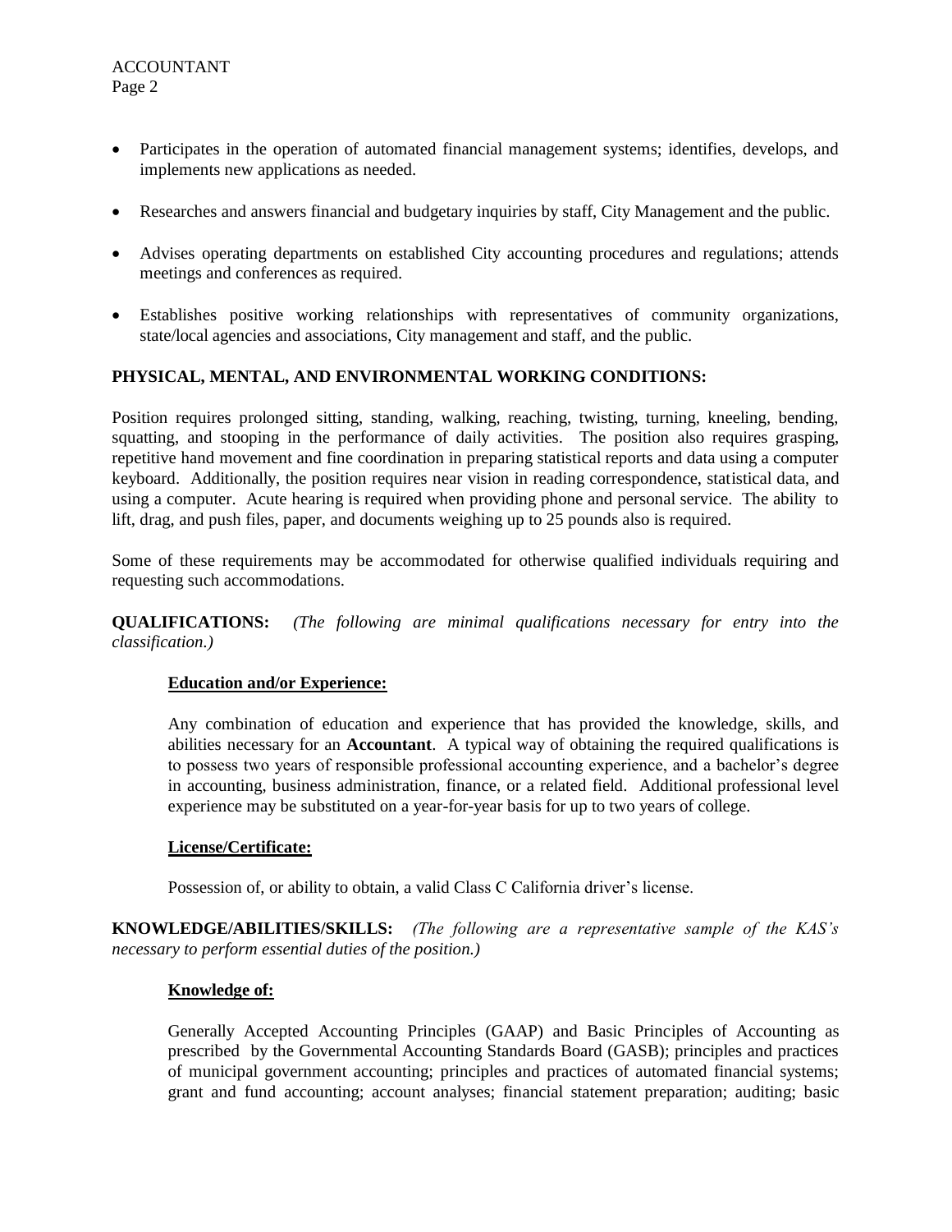- Participates in the operation of automated financial management systems; identifies, develops, and implements new applications as needed.

- Researches and answers financial and budgetary inquiries by staff, City Management and the public.

- Advises operating departments on established City accounting procedures and regulations; attends meetings and conferences as required.

- Establishes positive working relationships with representatives of community organizations, state/local agencies and associations, City management and staff, and the public.

**PHYSICAL, MENTAL, AND ENVIRONMENTAL WORKING CONDITIONS:**

Position requires prolonged sitting, standing, walking, reaching, twisting, turning, kneeling, bending, squatting, and stooping in the performance of daily activities. The position also requires grasping, repetitive hand movement and fine coordination in preparing statistical reports and data using a computer keyboard. Additionally, the position requires near vision in reading correspondence, statistical data, and using a computer. Acute hearing is required when providing phone and personal service. The ability to lift, drag, and push files, paper, and documents weighing up to 25 pounds also is required.

Some of these requirements may be accommodated for otherwise qualified individuals requiring and requesting such accommodations.

**QUALIFICATIONS:** *(The following are minimal qualifications necessary for entry into the classification.)*

**Education and/or Experience:**

Any combination of education and experience that has provided the knowledge, skills, and abilities necessary for an **Accountant**. A typical way of obtaining the required qualifications is to possess two years of responsible professional accounting experience, and a bachelor's degree in accounting, business administration, finance, or a related field. Additional professional level experience may be substituted on a year-for-year basis for up to two years of college.

**License/Certificate:**

Possession of, or ability to obtain, a valid Class C California driver's license.

**KNOWLEDGE/ABILITIES/SKILLS:** *(The following are a representative sample of the KAS's necessary to perform essential duties of the position.)*

**Knowledge of:**

Generally Accepted Accounting Principles (GAAP) and Basic Principles of Accounting as prescribed by the Governmental Accounting Standards Board (GASB); principles and practices of municipal government accounting; principles and practices of automated financial systems; grant and fund accounting; account analyses; financial statement preparation; auditing; basic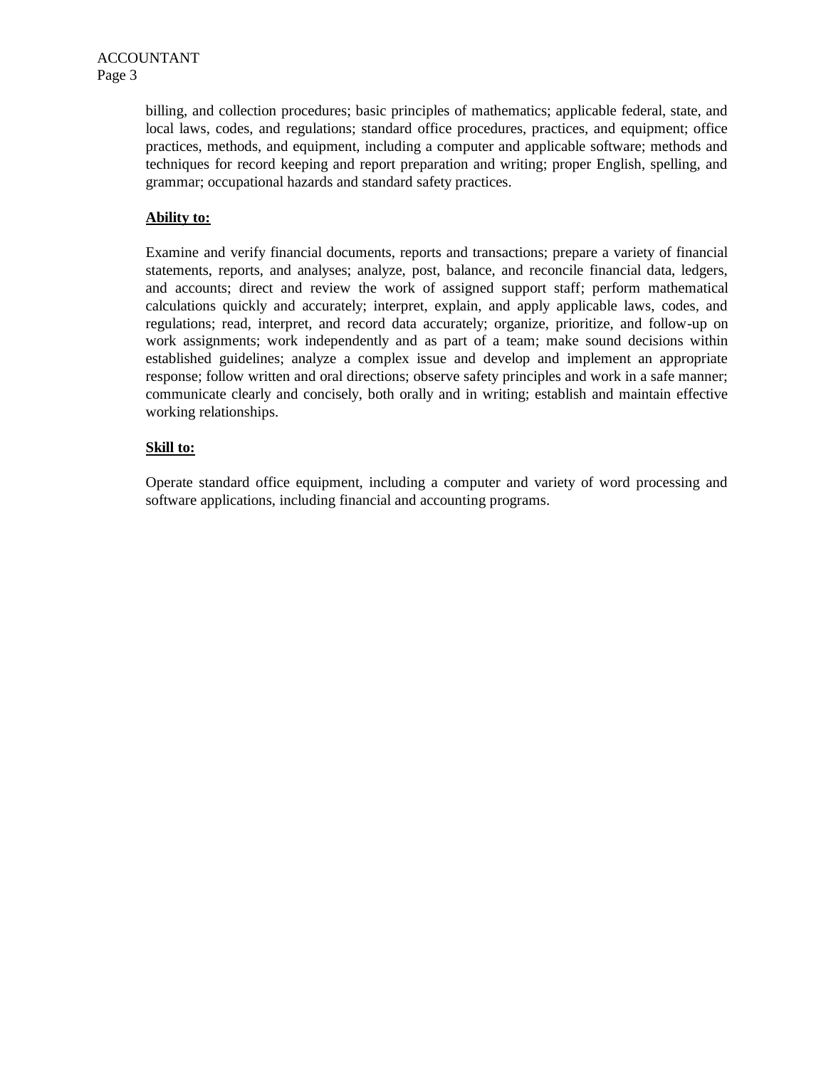billing, and collection procedures; basic principles of mathematics; applicable federal, state, and local laws, codes, and regulations; standard office procedures, practices, and equipment; office practices, methods, and equipment, including a computer and applicable software; methods and techniques for record keeping and report preparation and writing; proper English, spelling, and grammar; occupational hazards and standard safety practices.

**Ability to:**

Examine and verify financial documents, reports and transactions; prepare a variety of financial statements, reports, and analyses; analyze, post, balance, and reconcile financial data, ledgers, and accounts; direct and review the work of assigned support staff; perform mathematical calculations quickly and accurately; interpret, explain, and apply applicable laws, codes, and regulations; read, interpret, and record data accurately; organize, prioritize, and follow-up on work assignments; work independently and as part of a team; make sound decisions within established guidelines; analyze a complex issue and develop and implement an appropriate response; follow written and oral directions; observe safety principles and work in a safe manner; communicate clearly and concisely, both orally and in writing; establish and maintain effective working relationships.

**Skill to:**

Operate standard office equipment, including a computer and variety of word processing and software applications, including financial and accounting programs.